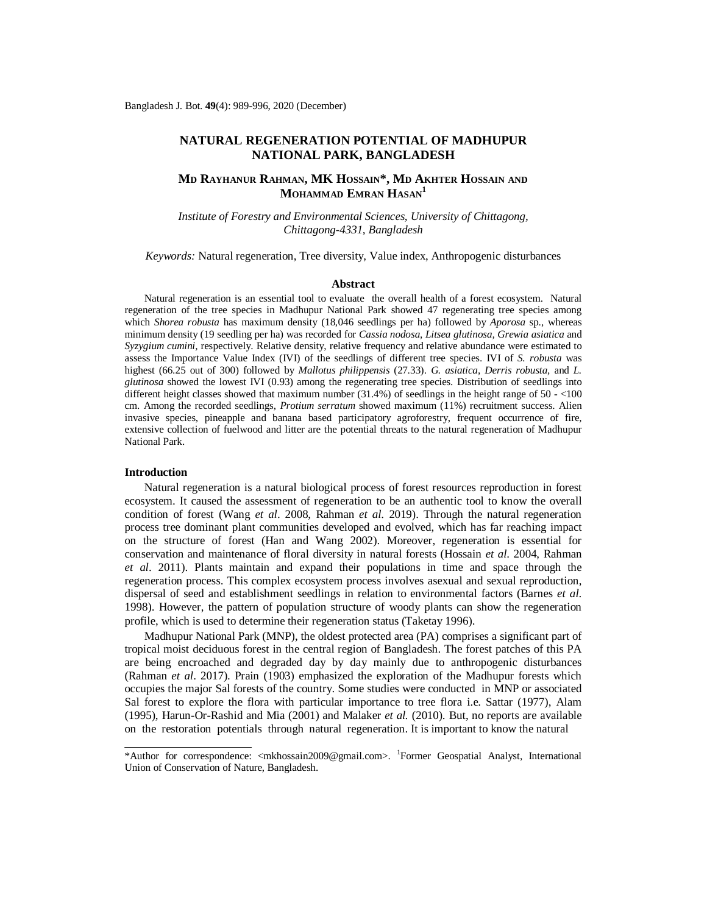# NATURAL REGENERATION POTENTIAL OF MADHUPUR NATIONAL PARK, BANGLADESH

**MD RAYHANUR RAHMAN, MK HOSSAIN\*, MD AKHTER HOSSAIN AND MOHAMMAD EMRAN HASAN[1]**

*Institute of Forestry and Environmental Sciences, University of Chittagong, Chittagong-4331, Bangladesh*

*Keywords:* Natural regeneration, Tree diversity, Value index, Anthropogenic disturbances

## Abstract

Natural regeneration is an essential tool to evaluate the overall health of a forest ecosystem. Natural regeneration of the tree species in Madhupur National Park showed 47 regenerating tree species among which *Shorea robusta* has maximum density (18,046 seedlings per ha) followed by *Aporosa* sp., whereas minimum density (19 seedling per ha) was recorded for *Cassia nodosa*, *Litsea glutinosa*, *Grewia asiatica* and *Syzygium cumini*, respectively. Relative density, relative frequency and relative abundance were estimated to assess the Importance Value Index (IVI) of the seedlings of different tree species. IVI of *S. robusta* was highest (66.25 out of 300) followed by *Mallotus philippensis* (27.33). *G. asiatica*, *Derris robusta*, and *L. glutinosa* showed the lowest IVI (0.93) among the regenerating tree species. Distribution of seedlings into different height classes showed that maximum number (31.4%) of seedlings in the height range of 50 - <100 cm. Among the recorded seedlings, *Protium serratum* showed maximum (11%) recruitment success. Alien invasive species, pineapple and banana based participatory agroforestry, frequent occurrence of fire, extensive collection of fuelwood and litter are the potential threats to the natural regeneration of Madhupur National Park.

## Introduction

Natural regeneration is a natural biological process of forest resources reproduction in forest ecosystem. It caused the assessment of regeneration to be an authentic tool to know the overall condition of forest (Wang *et al*. 2008, Rahman *et al.* 2019). Through the natural regeneration process tree dominant plant communities developed and evolved, which has far reaching impact on the structure of forest (Han and Wang 2002). Moreover, regeneration is essential for conservation and maintenance of floral diversity in natural forests (Hossain *et al.* 2004, Rahman *et al*. 2011). Plants maintain and expand their populations in time and space through the regeneration process. This complex ecosystem process involves asexual and sexual reproduction, dispersal of seed and establishment seedlings in relation to environmental factors (Barnes *et al.* 1998). However, the pattern of population structure of woody plants can show the regeneration profile, which is used to determine their regeneration status (Taketay 1996).

Madhupur National Park (MNP), the oldest protected area (PA) comprises a significant part of tropical moist deciduous forest in the central region of Bangladesh. The forest patches of this PA are being encroached and degraded day by day mainly due to anthropogenic disturbances (Rahman *et al*. 2017). Prain (1903) emphasized the exploration of the Madhupur forests which occupies the major Sal forests of the country. Some studies were conducted in MNP or associated Sal forest to explore the flora with particular importance to tree flora i.e. Sattar (1977), Alam (1995), Harun-Or-Rashid and Mia (2001) and Malaker *et al.* (2010). But, no reports are available on the restoration potentials through natural regeneration. It is important to know the natural

---

\*Author for correspondence: <mkhossain2009@gmail.com>. [1]Former Geospatial Analyst, International Union of Conservation of Nature, Bangladesh.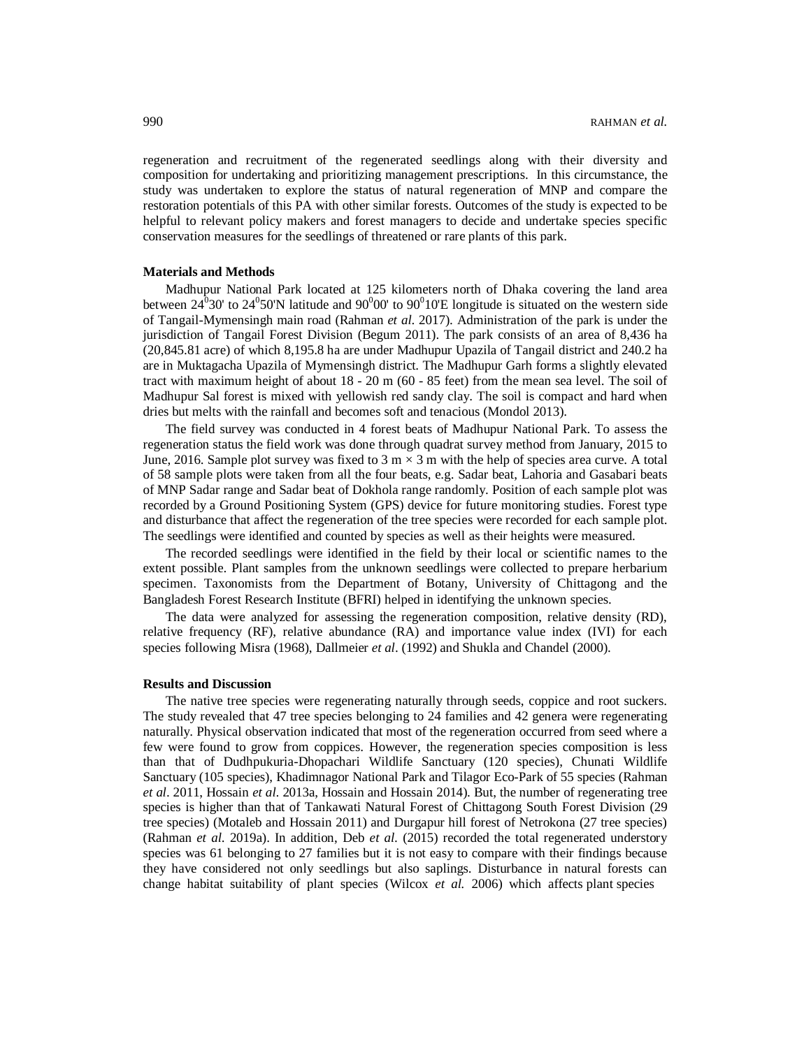regeneration and recruitment of the regenerated seedlings along with their diversity and composition for undertaking and prioritizing management prescriptions. In this circumstance, the study was undertaken to explore the status of natural regeneration of MNP and compare the restoration potentials of this PA with other similar forests. Outcomes of the study is expected to be helpful to relevant policy makers and forest managers to decide and undertake species specific conservation measures for the seedlings of threatened or rare plants of this park.

**Materials and Methods**

Madhupur National Park located at 125 kilometers north of Dhaka covering the land area between $24^0 30'$ to $24^0 50'$N latitude and $90^0 00'$ to $90^0 10'$E longitude is situated on the western side of Tangail-Mymensingh main road (Rahman *et al.* 2017). Administration of the park is under the jurisdiction of Tangail Forest Division (Begum 2011). The park consists of an area of 8,436 ha (20,845.81 acre) of which 8,195.8 ha are under Madhupur Upazila of Tangail district and 240.2 ha are in Muktagacha Upazila of Mymensingh district. The Madhupur Garh forms a slightly elevated tract with maximum height of about 18 - 20 m (60 - 85 feet) from the mean sea level. The soil of Madhupur Sal forest is mixed with yellowish red sandy clay. The soil is compact and hard when dries but melts with the rainfall and becomes soft and tenacious (Mondol 2013).

The field survey was conducted in 4 forest beats of Madhupur National Park. To assess the regeneration status the field work was done through quadrat survey method from January, 2015 to June, 2016. Sample plot survey was fixed to 3 m × 3 m with the help of species area curve. A total of 58 sample plots were taken from all the four beats, e.g. Sadar beat, Lahoria and Gasabari beats of MNP Sadar range and Sadar beat of Dokhola range randomly. Position of each sample plot was recorded by a Ground Positioning System (GPS) device for future monitoring studies. Forest type and disturbance that affect the regeneration of the tree species were recorded for each sample plot. The seedlings were identified and counted by species as well as their heights were measured.

The recorded seedlings were identified in the field by their local or scientific names to the extent possible. Plant samples from the unknown seedlings were collected to prepare herbarium specimen. Taxonomists from the Department of Botany, University of Chittagong and the Bangladesh Forest Research Institute (BFRI) helped in identifying the unknown species.

The data were analyzed for assessing the regeneration composition, relative density (RD), relative frequency (RF), relative abundance (RA) and importance value index (IVI) for each species following Misra (1968), Dallmeier *et al*. (1992) and Shukla and Chandel (2000).

**Results and Discussion**

The native tree species were regenerating naturally through seeds, coppice and root suckers. The study revealed that 47 tree species belonging to 24 families and 42 genera were regenerating naturally. Physical observation indicated that most of the regeneration occurred from seed where a few were found to grow from coppices. However, the regeneration species composition is less than that of Dudhpukuria-Dhopachari Wildlife Sanctuary (120 species), Chunati Wildlife Sanctuary (105 species), Khadimnagor National Park and Tilagor Eco-Park of 55 species (Rahman *et al*. 2011, Hossain *et al.* 2013a, Hossain and Hossain 2014). But, the number of regenerating tree species is higher than that of Tankawati Natural Forest of Chittagong South Forest Division (29 tree species) (Motaleb and Hossain 2011) and Durgapur hill forest of Netrokona (27 tree species) (Rahman *et al.* 2019a). In addition, Deb *et al.* (2015) recorded the total regenerated understory species was 61 belonging to 27 families but it is not easy to compare with their findings because they have considered not only seedlings but also saplings. Disturbance in natural forests can change habitat suitability of plant species (Wilcox *et al.* 2006) which affects plant species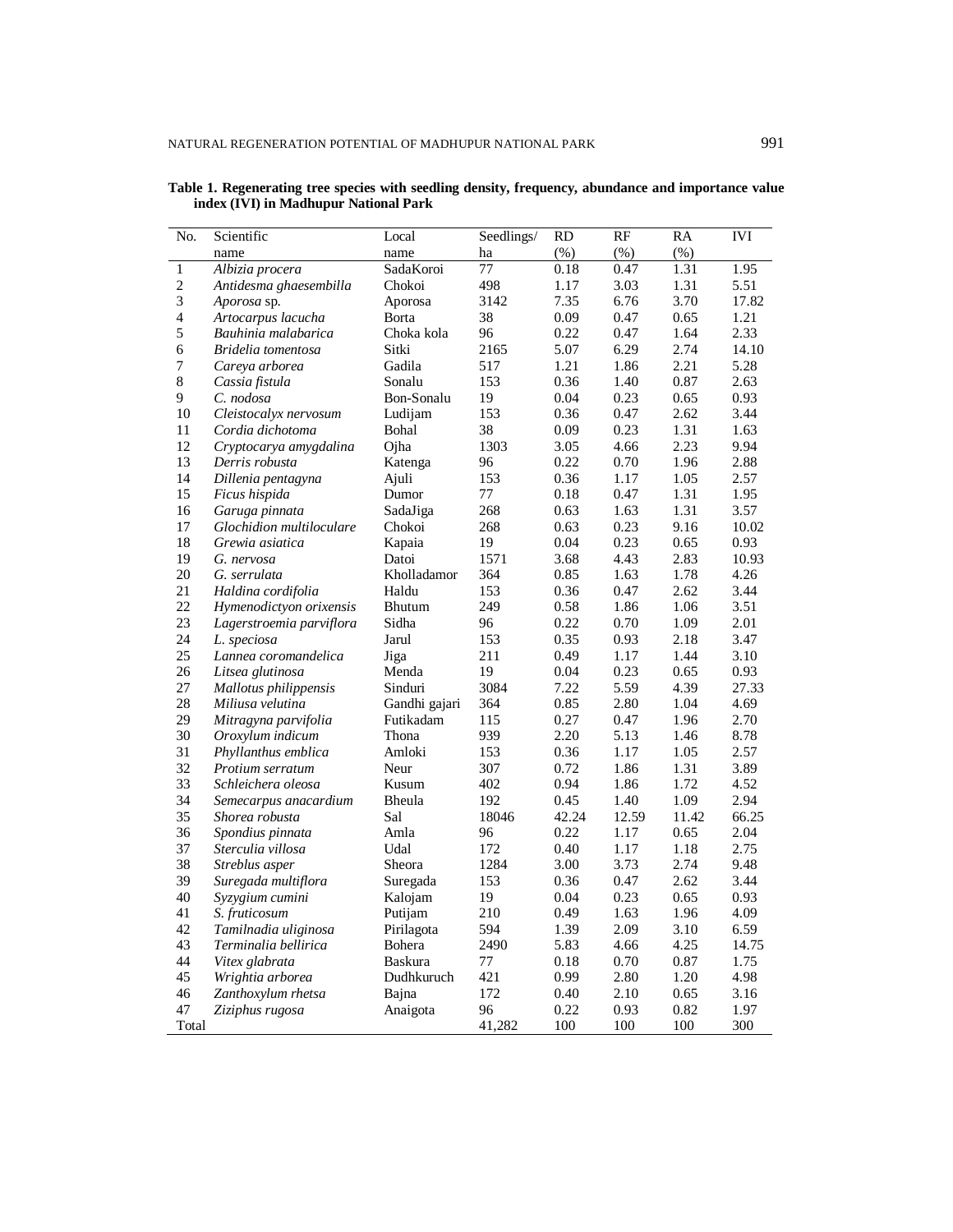**Table 1. Regenerating tree species with seedling density, frequency, abundance and importance value index (IVI) in Madhupur National Park**

| No. | Scientific name | Local name | Seedlings/ ha | RD (%) | RF (%) | RA (%) | IVI |
|---|---|---|---|---|---|---|---|
| 1 | *Albizia procera* | SadaKoroi | 77 | 0.18 | 0.47 | 1.31 | 1.95 |
| 2 | *Antidesma ghaesembilla* | Chokoi | 498 | 1.17 | 3.03 | 1.31 | 5.51 |
| 3 | *Aporosa* sp. | Aporosa | 3142 | 7.35 | 6.76 | 3.70 | 17.82 |
| 4 | *Artocarpus lacucha* | Borta | 38 | 0.09 | 0.47 | 0.65 | 1.21 |
| 5 | *Bauhinia malabarica* | Choka kola | 96 | 0.22 | 0.47 | 1.64 | 2.33 |
| 6 | *Bridelia tomentosa* | Sitki | 2165 | 5.07 | 6.29 | 2.74 | 14.10 |
| 7 | *Careya arborea* | Gadila | 517 | 1.21 | 1.86 | 2.21 | 5.28 |
| 8 | *Cassia fistula* | Sonalu | 153 | 0.36 | 1.40 | 0.87 | 2.63 |
| 9 | *C. nodosa* | Bon-Sonalu | 19 | 0.04 | 0.23 | 0.65 | 0.93 |
| 10 | *Cleistocalyx nervosum* | Ludijam | 153 | 0.36 | 0.47 | 2.62 | 3.44 |
| 11 | *Cordia dichotoma* | Bohal | 38 | 0.09 | 0.23 | 1.31 | 1.63 |
| 12 | *Cryptocarya amygdalina* | Ojha | 1303 | 3.05 | 4.66 | 2.23 | 9.94 |
| 13 | *Derris robusta* | Katenga | 96 | 0.22 | 0.70 | 1.96 | 2.88 |
| 14 | *Dillenia pentagyna* | Ajuli | 153 | 0.36 | 1.17 | 1.05 | 2.57 |
| 15 | *Ficus hispida* | Dumor | 77 | 0.18 | 0.47 | 1.31 | 1.95 |
| 16 | *Garuga pinnata* | SadaJiga | 268 | 0.63 | 1.63 | 1.31 | 3.57 |
| 17 | *Glochidion multiloculare* | Chokoi | 268 | 0.63 | 0.23 | 9.16 | 10.02 |
| 18 | *Grewia asiatica* | Kapaia | 19 | 0.04 | 0.23 | 0.65 | 0.93 |
| 19 | *G. nervosa* | Datoi | 1571 | 3.68 | 4.43 | 2.83 | 10.93 |
| 20 | *G. serrulata* | Kholladamor | 364 | 0.85 | 1.63 | 1.78 | 4.26 |
| 21 | *Haldina cordifolia* | Haldu | 153 | 0.36 | 0.47 | 2.62 | 3.44 |
| 22 | *Hymenodictyon orixensis* | Bhutum | 249 | 0.58 | 1.86 | 1.06 | 3.51 |
| 23 | *Lagerstroemia parviflora* | Sidha | 96 | 0.22 | 0.70 | 1.09 | 2.01 |
| 24 | *L. speciosa* | Jarul | 153 | 0.35 | 0.93 | 2.18 | 3.47 |
| 25 | *Lannea coromandelica* | Jiga | 211 | 0.49 | 1.17 | 1.44 | 3.10 |
| 26 | *Litsea glutinosa* | Menda | 19 | 0.04 | 0.23 | 0.65 | 0.93 |
| 27 | *Mallotus philippensis* | Sinduri | 3084 | 7.22 | 5.59 | 4.39 | 27.33 |
| 28 | *Miliusa velutina* | Gandhi gajari | 364 | 0.85 | 2.80 | 1.04 | 4.69 |
| 29 | *Mitragyna parvifolia* | Futikadam | 115 | 0.27 | 0.47 | 1.96 | 2.70 |
| 30 | *Oroxylum indicum* | Thona | 939 | 2.20 | 5.13 | 1.46 | 8.78 |
| 31 | *Phyllanthus emblica* | Amloki | 153 | 0.36 | 1.17 | 1.05 | 2.57 |
| 32 | *Protium serratum* | Neur | 307 | 0.72 | 1.86 | 1.31 | 3.89 |
| 33 | *Schleichera oleosa* | Kusum | 402 | 0.94 | 1.86 | 1.72 | 4.52 |
| 34 | *Semecarpus anacardium* | Bheula | 192 | 0.45 | 1.40 | 1.09 | 2.94 |
| 35 | *Shorea robusta* | Sal | 18046 | 42.24 | 12.59 | 11.42 | 66.25 |
| 36 | *Spondius pinnata* | Amla | 96 | 0.22 | 1.17 | 0.65 | 2.04 |
| 37 | *Sterculia villosa* | Udal | 172 | 0.40 | 1.17 | 1.18 | 2.75 |
| 38 | *Streblus asper* | Sheora | 1284 | 3.00 | 3.73 | 2.74 | 9.48 |
| 39 | *Suregada multiflora* | Suregada | 153 | 0.36 | 0.47 | 2.62 | 3.44 |
| 40 | *Syzygium cumini* | Kalojam | 19 | 0.04 | 0.23 | 0.65 | 0.93 |
| 41 | *S. fruticosum* | Putijam | 210 | 0.49 | 1.63 | 1.96 | 4.09 |
| 42 | *Tamilnadia uliginosa* | Pirilagota | 594 | 1.39 | 2.09 | 3.10 | 6.59 |
| 43 | *Terminalia bellirica* | Bohera | 2490 | 5.83 | 4.66 | 4.25 | 14.75 |
| 44 | *Vitex glabrata* | Baskura | 77 | 0.18 | 0.70 | 0.87 | 1.75 |
| 45 | *Wrightia arborea* | Dudhkuruch | 421 | 0.99 | 2.80 | 1.20 | 4.98 |
| 46 | *Zanthoxylum rhetsa* | Bajna | 172 | 0.40 | 2.10 | 0.65 | 3.16 |
| 47 | *Ziziphus rugosa* | Anaigota | 96 | 0.22 | 0.93 | 0.82 | 1.97 |
| Total | | | 41,282 | 100 | 100 | 100 | 300 |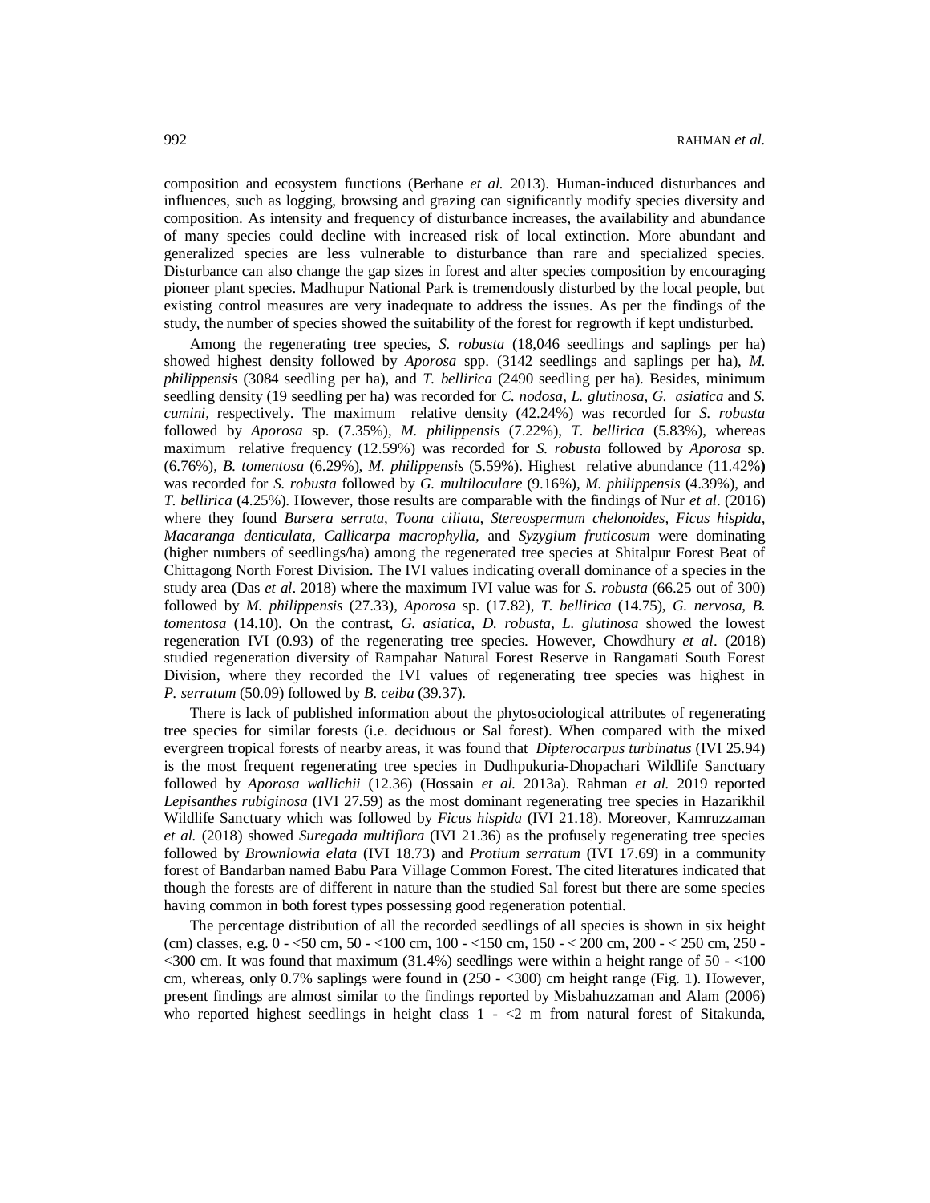composition and ecosystem functions (Berhane *et al.* 2013). Human-induced disturbances and influences, such as logging, browsing and grazing can significantly modify species diversity and composition. As intensity and frequency of disturbance increases, the availability and abundance of many species could decline with increased risk of local extinction. More abundant and generalized species are less vulnerable to disturbance than rare and specialized species. Disturbance can also change the gap sizes in forest and alter species composition by encouraging pioneer plant species. Madhupur National Park is tremendously disturbed by the local people, but existing control measures are very inadequate to address the issues. As per the findings of the study, the number of species showed the suitability of the forest for regrowth if kept undisturbed.

Among the regenerating tree species, *S. robusta* (18,046 seedlings and saplings per ha) showed highest density followed by *Aporosa* spp. (3142 seedlings and saplings per ha), *M. philippensis* (3084 seedling per ha), and *T. bellirica* (2490 seedling per ha). Besides, minimum seedling density (19 seedling per ha) was recorded for *C. nodosa*, *L. glutinosa*, *G. asiatica* and *S. cumini*, respectively. The maximum relative density (42.24%) was recorded for *S. robusta* followed by *Aporosa* sp. (7.35%), *M. philippensis* (7.22%), *T. bellirica* (5.83%), whereas maximum relative frequency (12.59%) was recorded for *S. robusta* followed by *Aporosa* sp. (6.76%), *B. tomentosa* (6.29%), *M. philippensis* (5.59%). Highest relative abundance (11.42%**)** was recorded for *S. robusta* followed by *G. multiloculare* (9.16%), *M. philippensis* (4.39%), and *T. bellirica* (4.25%). However, those results are comparable with the findings of Nur *et al*. (2016) where they found *Bursera serrata*, *Toona ciliata*, *Stereospermum chelonoides*, *Ficus hispida*, *Macaranga denticulata*, *Callicarpa macrophylla*, and *Syzygium fruticosum* were dominating (higher numbers of seedlings/ha) among the regenerated tree species at Shitalpur Forest Beat of Chittagong North Forest Division. The IVI values indicating overall dominance of a species in the study area (Das *et al*. 2018) where the maximum IVI value was for *S. robusta* (66.25 out of 300) followed by *M. philippensis* (27.33), *Aporosa* sp. (17.82), *T. bellirica* (14.75), *G. nervosa*, *B. tomentosa* (14.10). On the contrast, *G. asiatica*, *D. robusta*, *L. glutinosa* showed the lowest regeneration IVI (0.93) of the regenerating tree species. However, Chowdhury *et al*. (2018) studied regeneration diversity of Rampahar Natural Forest Reserve in Rangamati South Forest Division, where they recorded the IVI values of regenerating tree species was highest in *P. serratum* (50.09) followed by *B. ceiba* (39.37).

There is lack of published information about the phytosociological attributes of regenerating tree species for similar forests (i.e. deciduous or Sal forest). When compared with the mixed evergreen tropical forests of nearby areas, it was found that *Dipterocarpus turbinatus* (IVI 25.94) is the most frequent regenerating tree species in Dudhpukuria-Dhopachari Wildlife Sanctuary followed by *Aporosa wallichii* (12.36) (Hossain *et al.* 2013a). Rahman *et al.* 2019 reported *Lepisanthes rubiginosa* (IVI 27.59) as the most dominant regenerating tree species in Hazarikhil Wildlife Sanctuary which was followed by *Ficus hispida* (IVI 21.18). Moreover, Kamruzzaman *et al.* (2018) showed *Suregada multiflora* (IVI 21.36) as the profusely regenerating tree species followed by *Brownlowia elata* (IVI 18.73) and *Protium serratum* (IVI 17.69) in a community forest of Bandarban named Babu Para Village Common Forest. The cited literatures indicated that though the forests are of different in nature than the studied Sal forest but there are some species having common in both forest types possessing good regeneration potential.

The percentage distribution of all the recorded seedlings of all species is shown in six height (cm) classes, e.g. 0 - <50 cm, 50 - <100 cm, 100 - <150 cm, 150 - < 200 cm, 200 - < 250 cm, 250 - <300 cm. It was found that maximum (31.4%) seedlings were within a height range of 50 - <100 cm, whereas, only 0.7% saplings were found in (250 - <300) cm height range (Fig. 1). However, present findings are almost similar to the findings reported by Misbahuzzaman and Alam (2006) who reported highest seedlings in height class 1 - <2 m from natural forest of Sitakunda,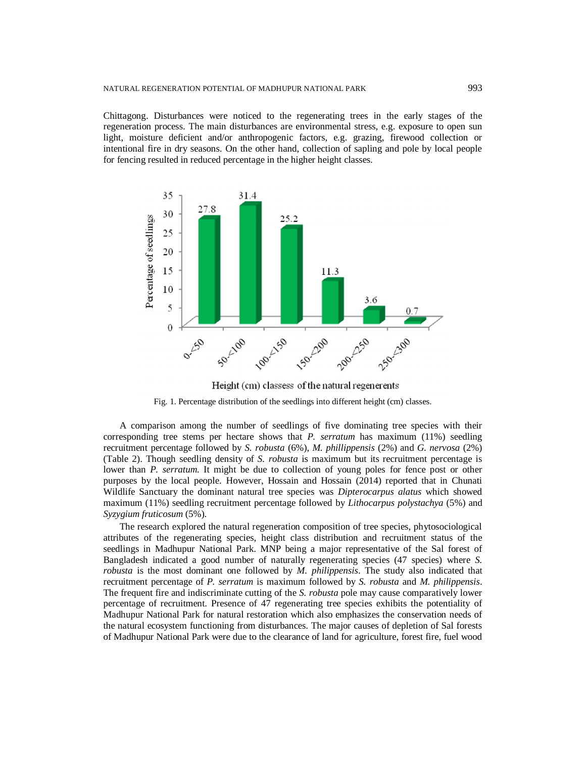Chittagong. Disturbances were noticed to the regenerating trees in the early stages of the regeneration process. The main disturbances are environmental stress, e.g. exposure to open sun light, moisture deficient and/or anthropogenic factors, e.g. grazing, firewood collection or intentional fire in dry seasons. On the other hand, collection of sapling and pole by local people for fencing resulted in reduced percentage in the higher height classes.

Fig. 1. Percentage distribution of the seedlings into different height (cm) classes.

A comparison among the number of seedlings of five dominating tree species with their corresponding tree stems per hectare shows that *P. serratum* has maximum (11%) seedling recruitment percentage followed by *S. robusta* (6%), *M. phillippensis* (2%) and *G. nervosa* (2%) (Table 2). Though seedling density of *S. robusta* is maximum but its recruitment percentage is lower than *P. serratum.* It might be due to collection of young poles for fence post or other purposes by the local people. However, Hossain and Hossain (2014) reported that in Chunati Wildlife Sanctuary the dominant natural tree species was *Dipterocarpus alatus* which showed maximum (11%) seedling recruitment percentage followed by *Lithocarpus polystachya* (5%) and *Syzygium fruticosum* (5%).

The research explored the natural regeneration composition of tree species, phytosociological attributes of the regenerating species, height class distribution and recruitment status of the seedlings in Madhupur National Park. MNP being a major representative of the Sal forest of Bangladesh indicated a good number of naturally regenerating species (47 species) where *S. robusta* is the most dominant one followed by *M. philippensis*. The study also indicated that recruitment percentage of *P. serratum* is maximum followed by *S. robusta* and *M. philippensis*. The frequent fire and indiscriminate cutting of the *S. robusta* pole may cause comparatively lower percentage of recruitment. Presence of 47 regenerating tree species exhibits the potentiality of Madhupur National Park for natural restoration which also emphasizes the conservation needs of the natural ecosystem functioning from disturbances. The major causes of depletion of Sal forests of Madhupur National Park were due to the clearance of land for agriculture, forest fire, fuel wood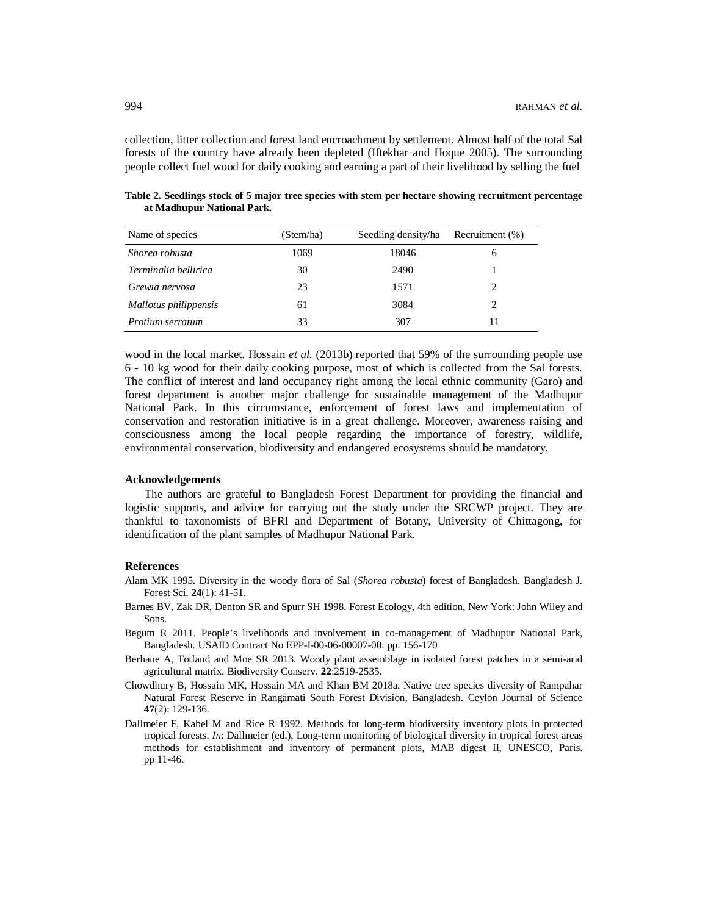collection, litter collection and forest land encroachment by settlement. Almost half of the total Sal forests of the country have already been depleted (Iftekhar and Hoque 2005). The surrounding people collect fuel wood for daily cooking and earning a part of their livelihood by selling the fuel

**Table 2. Seedlings stock of 5 major tree species with stem per hectare showing recruitment percentage at Madhupur National Park.**

| Name of species | (Stem/ha) | Seedling density/ha | Recruitment (%) |
|---|---|---|---|
| *Shorea robusta* | 1069 | 18046 | 6 |
| *Terminalia bellirica* | 30 | 2490 | 1 |
| *Grewia nervosa* | 23 | 1571 | 2 |
| *Mallotus philippensis* | 61 | 3084 | 2 |
| *Protium serratum* | 33 | 307 | 11 |

wood in the local market. Hossain *et al.* (2013b) reported that 59% of the surrounding people use 6 - 10 kg wood for their daily cooking purpose, most of which is collected from the Sal forests. The conflict of interest and land occupancy right among the local ethnic community (Garo) and forest department is another major challenge for sustainable management of the Madhupur National Park. In this circumstance, enforcement of forest laws and implementation of conservation and restoration initiative is in a great challenge. Moreover, awareness raising and consciousness among the local people regarding the importance of forestry, wildlife, environmental conservation, biodiversity and endangered ecosystems should be mandatory.

### Acknowledgements

The authors are grateful to Bangladesh Forest Department for providing the financial and logistic supports, and advice for carrying out the study under the SRCWP project. They are thankful to taxonomists of BFRI and Department of Botany, University of Chittagong, for identification of the plant samples of Madhupur National Park.

### References

Alam MK 1995. Diversity in the woody flora of Sal (*Shorea robusta*) forest of Bangladesh. Bangladesh J. Forest Sci. **24**(1): 41-51.

Barnes BV, Zak DR, Denton SR and Spurr SH 1998. Forest Ecology, 4th edition, New York: John Wiley and Sons.

Begum R 2011. People's livelihoods and involvement in co-management of Madhupur National Park, Bangladesh. USAID Contract No EPP-I-00-06-00007-00. pp. 156-170

Berhane A, Totland and Moe SR 2013. Woody plant assemblage in isolated forest patches in a semi-arid agricultural matrix. Biodiversity Conserv. **22**:2519-2535.

Chowdhury B, Hossain MK, Hossain MA and Khan BM 2018a. Native tree species diversity of Rampahar Natural Forest Reserve in Rangamati South Forest Division, Bangladesh. Ceylon Journal of Science **47**(2): 129-136.

Dallmeier F, Kabel M and Rice R 1992. Methods for long-term biodiversity inventory plots in protected tropical forests. *In*: Dallmeier (ed.), Long-term monitoring of biological diversity in tropical forest areas methods for establishment and inventory of permanent plots, MAB digest II, UNESCO, Paris. pp 11-46.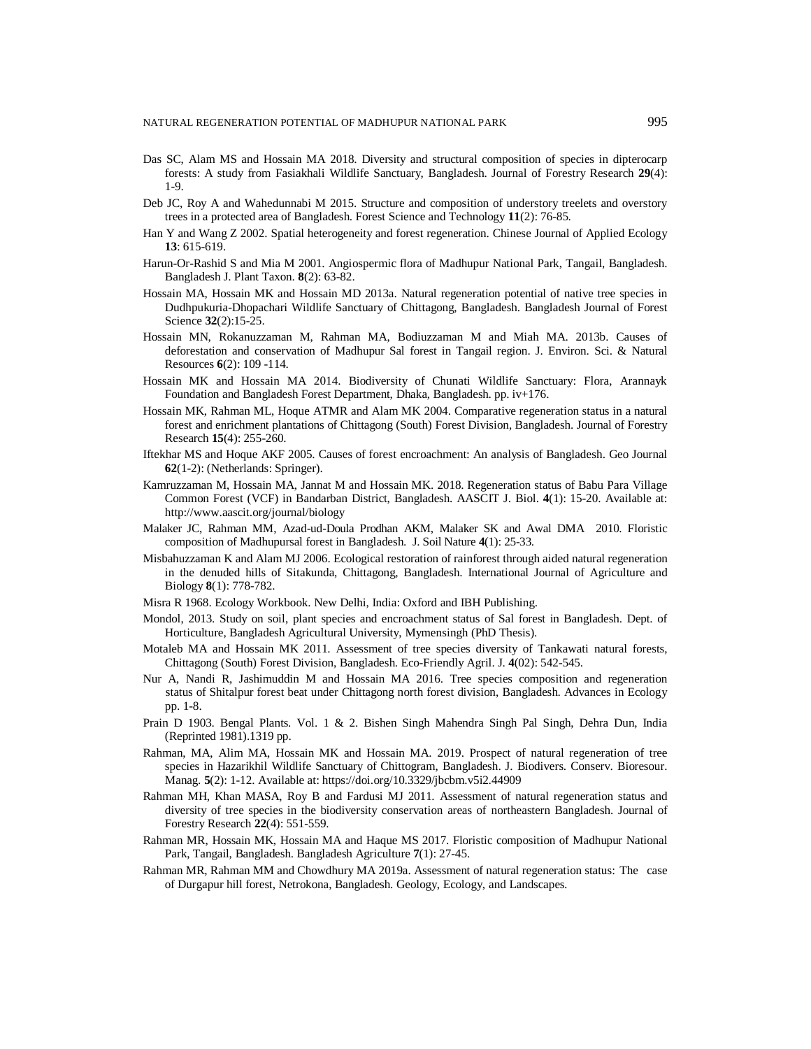Das SC, Alam MS and Hossain MA 2018. Diversity and structural composition of species in dipterocarp forests: A study from Fasiakhali Wildlife Sanctuary, Bangladesh. Journal of Forestry Research **29**(4): 1-9.

Deb JC, Roy A and Wahedunnabi M 2015. Structure and composition of understory treelets and overstory trees in a protected area of Bangladesh. Forest Science and Technology **11**(2): 76-85.

Han Y and Wang Z 2002. Spatial heterogeneity and forest regeneration. Chinese Journal of Applied Ecology **13**: 615-619.

Harun-Or-Rashid S and Mia M 2001. Angiospermic flora of Madhupur National Park, Tangail, Bangladesh. Bangladesh J. Plant Taxon. **8**(2): 63-82.

Hossain MA, Hossain MK and Hossain MD 2013a. Natural regeneration potential of native tree species in Dudhpukuria-Dhopachari Wildlife Sanctuary of Chittagong, Bangladesh. Bangladesh Journal of Forest Science **32**(2):15-25.

Hossain MN, Rokanuzzaman M, Rahman MA, Bodiuzzaman M and Miah MA. 2013b. Causes of deforestation and conservation of Madhupur Sal forest in Tangail region. J. Environ. Sci. & Natural Resources **6**(2): 109 -114.

Hossain MK and Hossain MA 2014. Biodiversity of Chunati Wildlife Sanctuary: Flora, Arannayk Foundation and Bangladesh Forest Department, Dhaka, Bangladesh. pp. iv+176.

Hossain MK, Rahman ML, Hoque ATMR and Alam MK 2004. Comparative regeneration status in a natural forest and enrichment plantations of Chittagong (South) Forest Division, Bangladesh. Journal of Forestry Research **15**(4): 255-260.

Iftekhar MS and Hoque AKF 2005. Causes of forest encroachment: An analysis of Bangladesh. Geo Journal **62**(1-2): (Netherlands: Springer).

Kamruzzaman M, Hossain MA, Jannat M and Hossain MK. 2018. Regeneration status of Babu Para Village Common Forest (VCF) in Bandarban District, Bangladesh. AASCIT J. Biol. **4**(1): 15-20. Available at: http://www.aascit.org/journal/biology

Malaker JC, Rahman MM, Azad-ud-Doula Prodhan AKM, Malaker SK and Awal DMA 2010. Floristic composition of Madhupursal forest in Bangladesh. J. Soil Nature **4**(1): 25-33.

Misbahuzzaman K and Alam MJ 2006. Ecological restoration of rainforest through aided natural regeneration in the denuded hills of Sitakunda, Chittagong, Bangladesh. International Journal of Agriculture and Biology **8**(1): 778-782.

Misra R 1968. Ecology Workbook. New Delhi, India: Oxford and IBH Publishing.

Mondol, 2013. Study on soil, plant species and encroachment status of Sal forest in Bangladesh. Dept. of Horticulture, Bangladesh Agricultural University, Mymensingh (PhD Thesis).

Motaleb MA and Hossain MK 2011. Assessment of tree species diversity of Tankawati natural forests, Chittagong (South) Forest Division, Bangladesh. Eco-Friendly Agril. J. **4**(02): 542-545.

Nur A, Nandi R, Jashimuddin M and Hossain MA 2016. Tree species composition and regeneration status of Shitalpur forest beat under Chittagong north forest division, Bangladesh. Advances in Ecology pp. 1-8.

Prain D 1903. Bengal Plants. Vol. 1 & 2. Bishen Singh Mahendra Singh Pal Singh, Dehra Dun, India (Reprinted 1981).1319 pp.

Rahman, MA, Alim MA, Hossain MK and Hossain MA. 2019. Prospect of natural regeneration of tree species in Hazarikhil Wildlife Sanctuary of Chittogram, Bangladesh. J. Biodivers. Conserv. Bioresour. Manag. **5**(2): 1-12. Available at: https://doi.org/10.3329/jbcbm.v5i2.44909

Rahman MH, Khan MASA, Roy B and Fardusi MJ 2011. Assessment of natural regeneration status and diversity of tree species in the biodiversity conservation areas of northeastern Bangladesh. Journal of Forestry Research **22**(4): 551-559.

Rahman MR, Hossain MK, Hossain MA and Haque MS 2017. Floristic composition of Madhupur National Park, Tangail, Bangladesh. Bangladesh Agriculture **7**(1): 27-45.

Rahman MR, Rahman MM and Chowdhury MA 2019a. Assessment of natural regeneration status: The case of Durgapur hill forest, Netrokona, Bangladesh. Geology, Ecology, and Landscapes.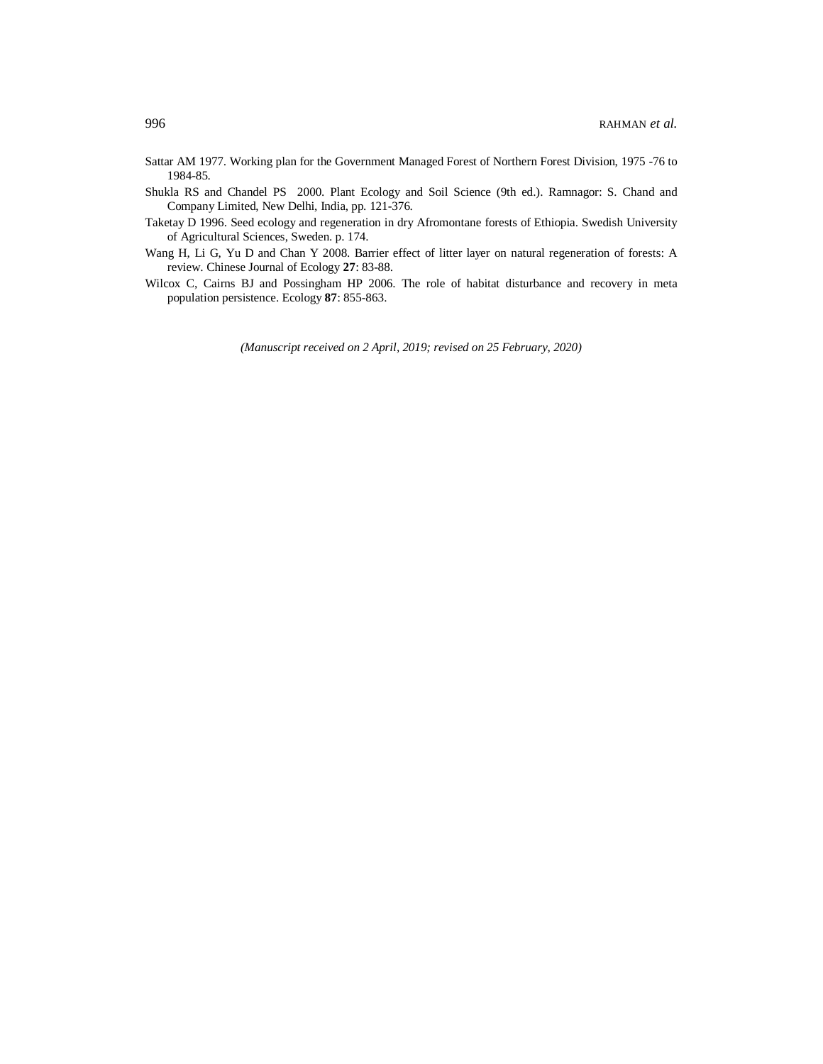Sattar AM 1977. Working plan for the Government Managed Forest of Northern Forest Division, 1975 -76 to 1984-85.

Shukla RS and Chandel PS 2000. Plant Ecology and Soil Science (9th ed.). Ramnagor: S. Chand and Company Limited, New Delhi, India, pp. 121-376.

Taketay D 1996. Seed ecology and regeneration in dry Afromontane forests of Ethiopia. Swedish University of Agricultural Sciences, Sweden. p. 174.

Wang H, Li G, Yu D and Chan Y 2008. Barrier effect of litter layer on natural regeneration of forests: A review. Chinese Journal of Ecology **27**: 83-88.

Wilcox C, Cairns BJ and Possingham HP 2006. The role of habitat disturbance and recovery in meta population persistence. Ecology **87**: 855-863.

*(Manuscript received on 2 April, 2019; revised on 25 February, 2020)*